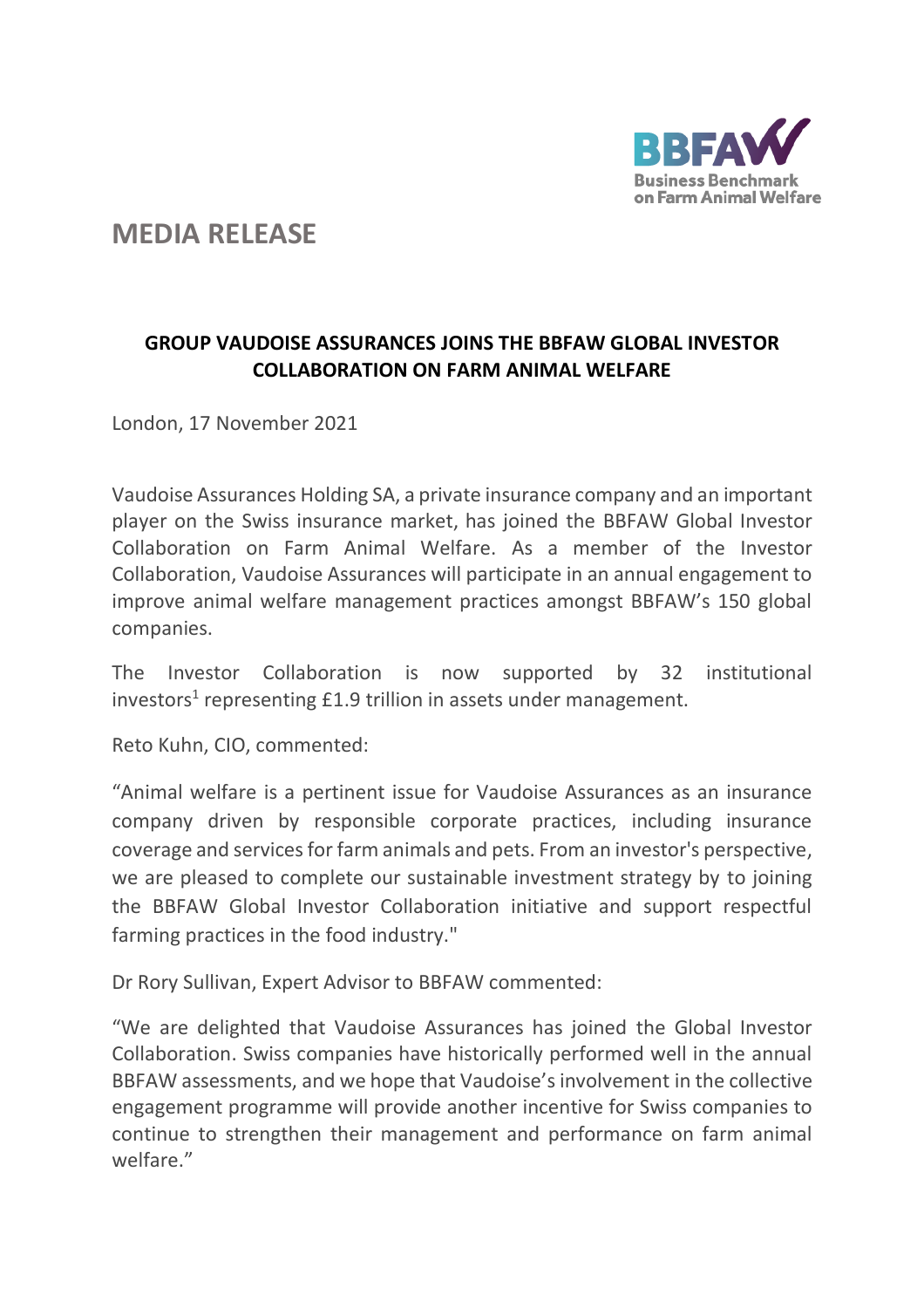# MEDIA RELEASE

**GROUP VAUDOISE ASSURANCES JOINS THE BBFAW GLOBAL INVESTOR COLLABORATION ON FARM ANIMAL WELFARE**

London, 17 November 2021

Vaudoise Assurances Holding SA, a private insurance company and an important player on the Swiss insurance market, has joined the BBFAW Global Investor Collaboration on Farm Animal Welfare. As a member of the Investor Collaboration, Vaudoise Assurances will participate in an annual engagement to improve animal welfare management practices amongst BBFAW's 150 global companies.

The Investor Collaboration is now supported by 32 institutional investors[1] representing £1.9 trillion in assets under management.

Reto Kuhn, CIO, commented:

"Animal welfare is a pertinent issue for Vaudoise Assurances as an insurance company driven by responsible corporate practices, including insurance coverage and services for farm animals and pets. From an investor's perspective, we are pleased to complete our sustainable investment strategy by to joining the BBFAW Global Investor Collaboration initiative and support respectful farming practices in the food industry."

Dr Rory Sullivan, Expert Advisor to BBFAW commented:

"We are delighted that Vaudoise Assurances has joined the Global Investor Collaboration. Swiss companies have historically performed well in the annual BBFAW assessments, and we hope that Vaudoise's involvement in the collective engagement programme will provide another incentive for Swiss companies to continue to strengthen their management and performance on farm animal welfare."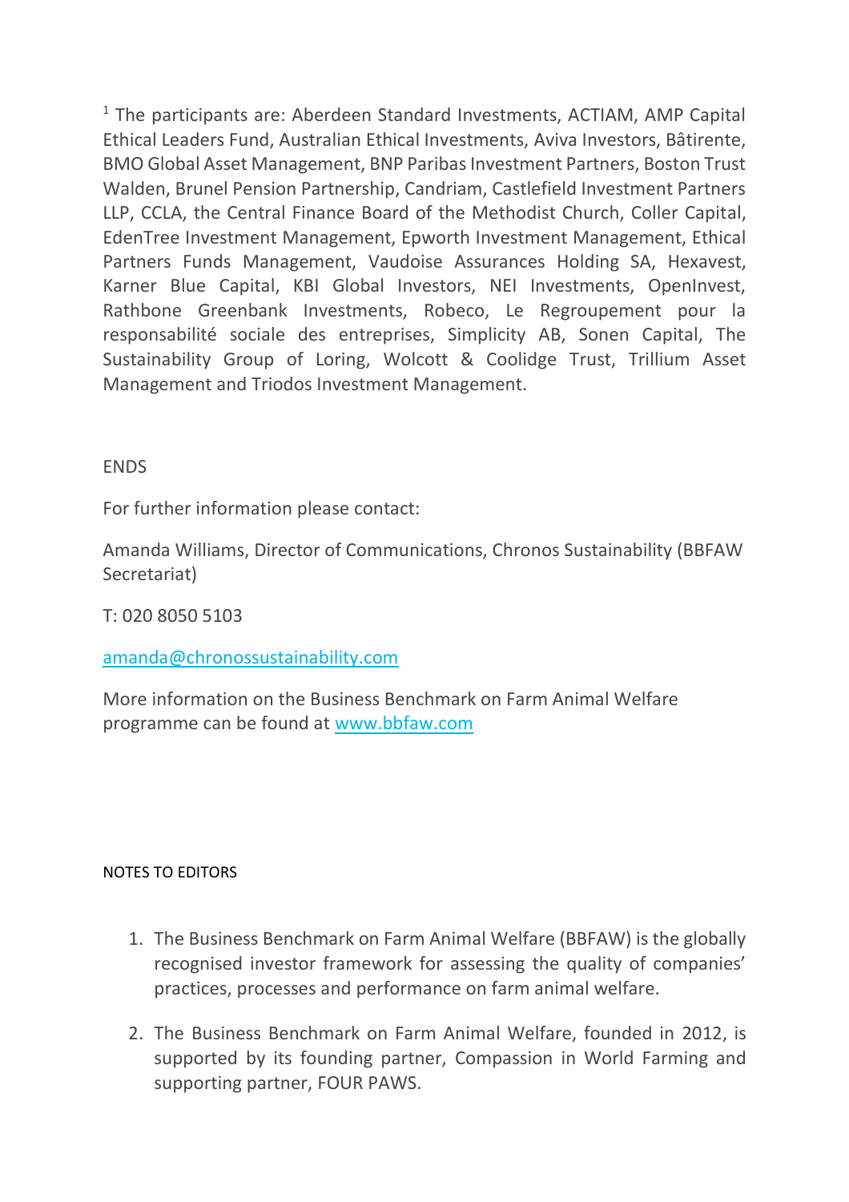[1] The participants are: Aberdeen Standard Investments, ACTIAM, AMP Capital Ethical Leaders Fund, Australian Ethical Investments, Aviva Investors, Bâtirente, BMO Global Asset Management, BNP Paribas Investment Partners, Boston Trust Walden, Brunel Pension Partnership, Candriam, Castlefield Investment Partners LLP, CCLA, the Central Finance Board of the Methodist Church, Coller Capital, EdenTree Investment Management, Epworth Investment Management, Ethical Partners Funds Management, Vaudoise Assurances Holding SA, Hexavest, Karner Blue Capital, KBI Global Investors, NEI Investments, OpenInvest, Rathbone Greenbank Investments, Robeco, Le Regroupement pour la responsabilité sociale des entreprises, Simplicity AB, Sonen Capital, The Sustainability Group of Loring, Wolcott & Coolidge Trust, Trillium Asset Management and Triodos Investment Management.

ENDS

For further information please contact:

Amanda Williams, Director of Communications, Chronos Sustainability (BBFAW Secretariat)

T: 020 8050 5103

amanda@chronossustainability.com

More information on the Business Benchmark on Farm Animal Welfare programme can be found at www.bbfaw.com

NOTES TO EDITORS

1. The Business Benchmark on Farm Animal Welfare (BBFAW) is the globally recognised investor framework for assessing the quality of companies' practices, processes and performance on farm animal welfare.

2. The Business Benchmark on Farm Animal Welfare, founded in 2012, is supported by its founding partner, Compassion in World Farming and supporting partner, FOUR PAWS.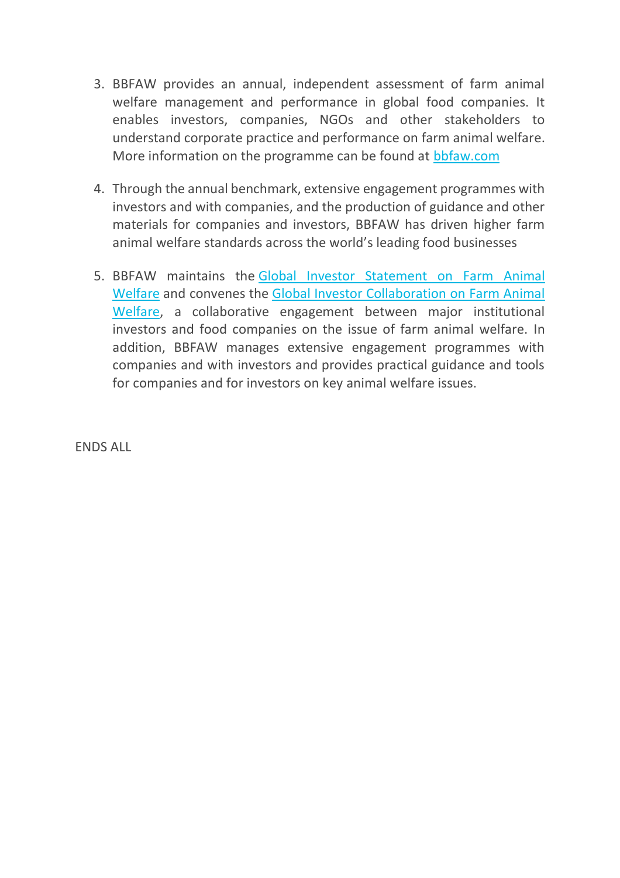3. BBFAW provides an annual, independent assessment of farm animal welfare management and performance in global food companies. It enables investors, companies, NGOs and other stakeholders to understand corporate practice and performance on farm animal welfare. More information on the programme can be found at [bbfaw.com](bbfaw.com)

4. Through the annual benchmark, extensive engagement programmes with investors and with companies, and the production of guidance and other materials for companies and investors, BBFAW has driven higher farm animal welfare standards across the world's leading food businesses

5. BBFAW maintains the Global Investor Statement on Farm Animal Welfare and convenes the Global Investor Collaboration on Farm Animal Welfare, a collaborative engagement between major institutional investors and food companies on the issue of farm animal welfare. In addition, BBFAW manages extensive engagement programmes with companies and with investors and provides practical guidance and tools for companies and for investors on key animal welfare issues.

ENDS ALL